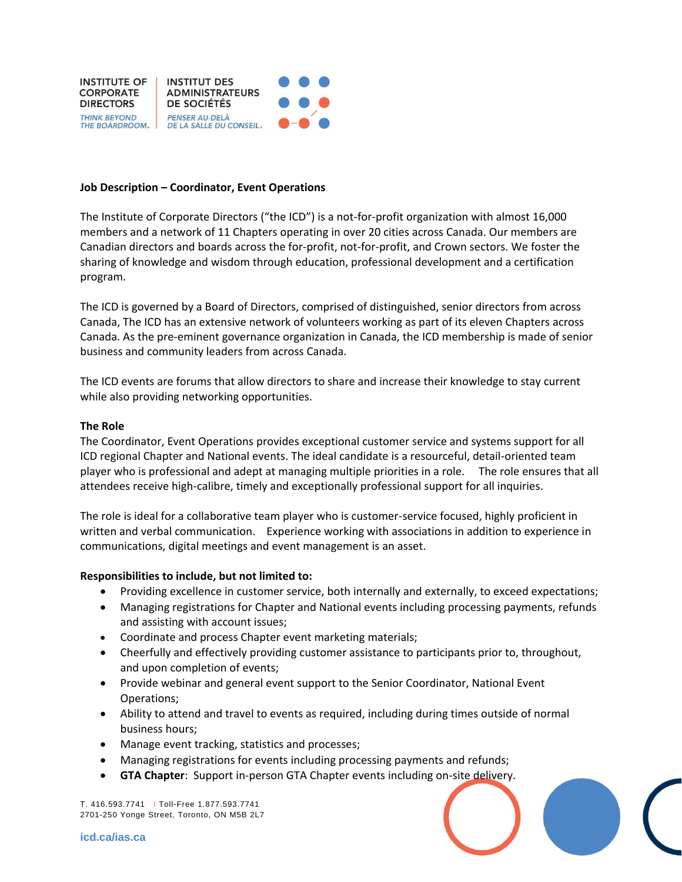INSTITUTE OF CORPORATE DIRECTORS | INSTITUT DES ADMINISTRATEURS DE SOCIÉTÉS

*THINK BEYOND THE BOARDROOM.* | *PENSER AU-DELÀ DE LA SALLE DU CONSEIL.*

**Job Description – Coordinator, Event Operations**

The Institute of Corporate Directors ("the ICD") is a not-for-profit organization with almost 16,000 members and a network of 11 Chapters operating in over 20 cities across Canada. Our members are Canadian directors and boards across the for-profit, not-for-profit, and Crown sectors. We foster the sharing of knowledge and wisdom through education, professional development and a certification program.

The ICD is governed by a Board of Directors, comprised of distinguished, senior directors from across Canada, The ICD has an extensive network of volunteers working as part of its eleven Chapters across Canada. As the pre-eminent governance organization in Canada, the ICD membership is made of senior business and community leaders from across Canada.

The ICD events are forums that allow directors to share and increase their knowledge to stay current while also providing networking opportunities.

**The Role**

The Coordinator, Event Operations provides exceptional customer service and systems support for all ICD regional Chapter and National events. The ideal candidate is a resourceful, detail-oriented team player who is professional and adept at managing multiple priorities in a role. The role ensures that all attendees receive high-calibre, timely and exceptionally professional support for all inquiries.

The role is ideal for a collaborative team player who is customer-service focused, highly proficient in written and verbal communication. Experience working with associations in addition to experience in communications, digital meetings and event management is an asset.

**Responsibilities to include, but not limited to:**

- Providing excellence in customer service, both internally and externally, to exceed expectations;
- Managing registrations for Chapter and National events including processing payments, refunds and assisting with account issues;
- Coordinate and process Chapter event marketing materials;
- Cheerfully and effectively providing customer assistance to participants prior to, throughout, and upon completion of events;
- Provide webinar and general event support to the Senior Coordinator, National Event Operations;
- Ability to attend and travel to events as required, including during times outside of normal business hours;
- Manage event tracking, statistics and processes;
- Managing registrations for events including processing payments and refunds;
- **GTA Chapter**: Support in-person GTA Chapter events including on-site delivery.

T. 416.593.7741 | Toll-Free 1.877.593.7741
2701-250 Yonge Street, Toronto, ON M5B 2L7

icd.ca/ias.ca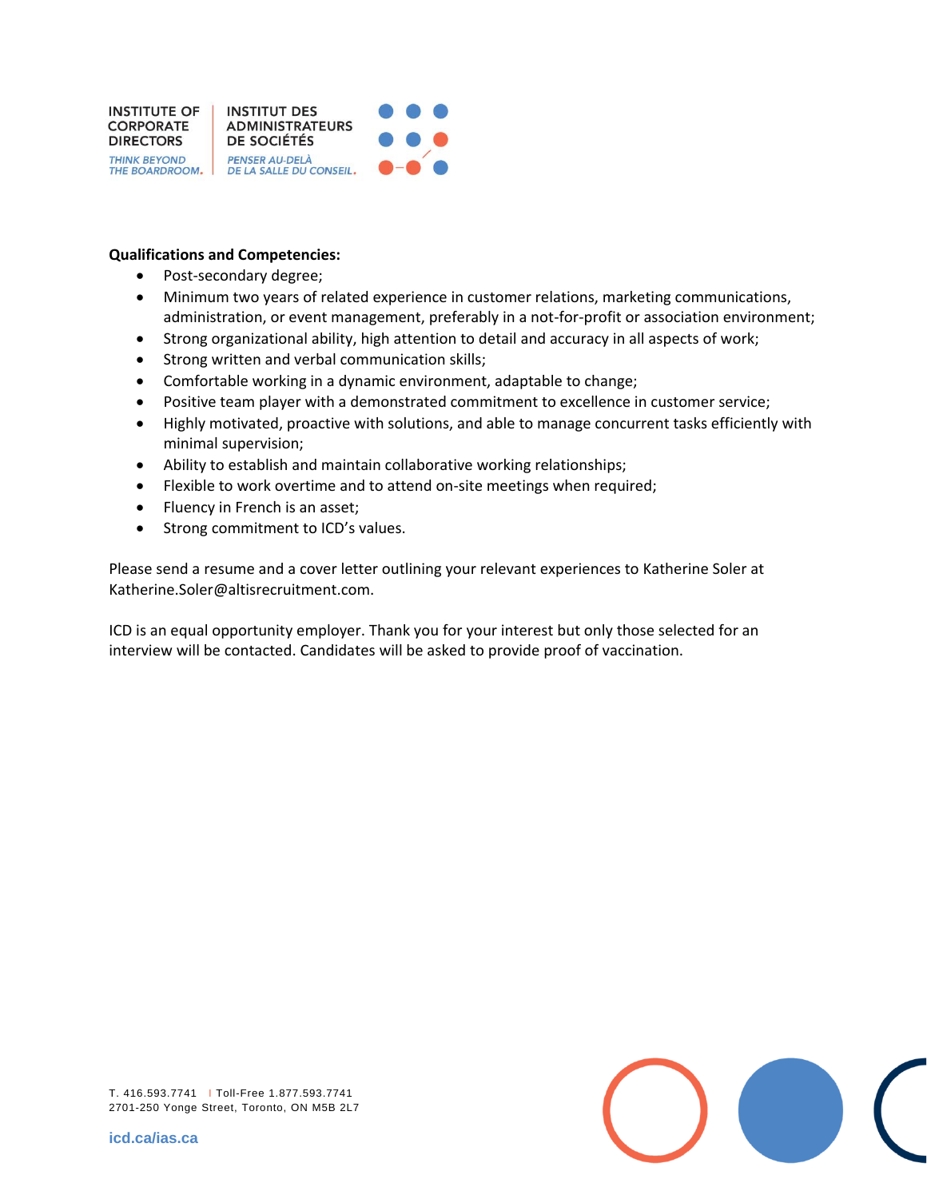**Qualifications and Competencies:**

- Post-secondary degree;
- Minimum two years of related experience in customer relations, marketing communications, administration, or event management, preferably in a not-for-profit or association environment;
- Strong organizational ability, high attention to detail and accuracy in all aspects of work;
- Strong written and verbal communication skills;
- Comfortable working in a dynamic environment, adaptable to change;
- Positive team player with a demonstrated commitment to excellence in customer service;
- Highly motivated, proactive with solutions, and able to manage concurrent tasks efficiently with minimal supervision;
- Ability to establish and maintain collaborative working relationships;
- Flexible to work overtime and to attend on-site meetings when required;
- Fluency in French is an asset;
- Strong commitment to ICD's values.

Please send a resume and a cover letter outlining your relevant experiences to Katherine Soler at Katherine.Soler@altisrecruitment.com.

ICD is an equal opportunity employer. Thank you for your interest but only those selected for an interview will be contacted. Candidates will be asked to provide proof of vaccination.